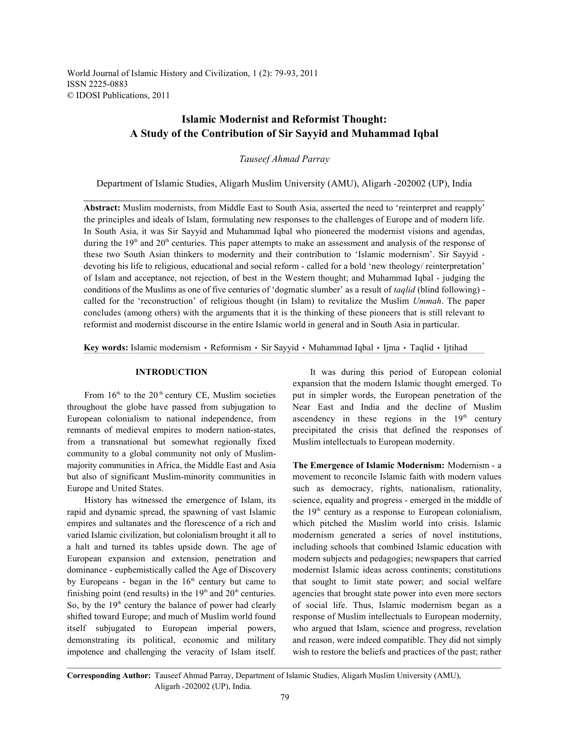World Journal of Islamic History and Civilization, 1 (2): 79-93, 2011
ISSN 2225-0883
© IDOSI Publications, 2011

# Islamic Modernist and Reformist Thought: A Study of the Contribution of Sir Sayyid and Muhammad Iqbal

*Tauseef Ahmad Parray*

Department of Islamic Studies, Aligarh Muslim University (AMU), Aligarh -202002 (UP), India

**Abstract:** Muslim modernists, from Middle East to South Asia, asserted the need to 'reinterpret and reapply' the principles and ideals of Islam, formulating new responses to the challenges of Europe and of modern life. In South Asia, it was Sir Sayyid and Muhammad Iqbal who pioneered the modernist visions and agendas, during the 19th and 20th centuries. This paper attempts to make an assessment and analysis of the response of these two South Asian thinkers to modernity and their contribution to 'Islamic modernism'. Sir Sayyid - devoting his life to religious, educational and social reform - called for a bold 'new theology/ reinterpretation' of Islam and acceptance, not rejection, of best in the Western thought; and Muhammad Iqbal - judging the conditions of the Muslims as one of five centuries of 'dogmatic slumber' as a result of *taqlid* (blind following) - called for the 'reconstruction' of religious thought (in Islam) to revitalize the Muslim *Ummah*. The paper concludes (among others) with the arguments that it is the thinking of these pioneers that is still relevant to reformist and modernist discourse in the entire Islamic world in general and in South Asia in particular.

**Key words:** Islamic modernism • Reformism • Sir Sayyid • Muhammad Iqbal • Ijma • Taqlid • Ijtihad

## INTRODUCTION

From 16th to the 20th century CE, Muslim societies throughout the globe have passed from subjugation to European colonialism to national independence, from remnants of medieval empires to modern nation-states, from a transnational but somewhat regionally fixed community to a global community not only of Muslim-majority communities in Africa, the Middle East and Asia but also of significant Muslim-minority communities in Europe and United States.

History has witnessed the emergence of Islam, its rapid and dynamic spread, the spawning of vast Islamic empires and sultanates and the florescence of a rich and varied Islamic civilization, but colonialism brought it all to a halt and turned its tables upside down. The age of European expansion and extension, penetration and dominance - euphemistically called the Age of Discovery by Europeans - began in the 16th century but came to finishing point (end results) in the 19th and 20th centuries. So, by the 19th century the balance of power had clearly shifted toward Europe; and much of Muslim world found itself subjugated to European imperial powers, demonstrating its political, economic and military impotence and challenging the veracity of Islam itself.

It was during this period of European colonial expansion that the modern Islamic thought emerged. To put in simpler words, the European penetration of the Near East and India and the decline of Muslim ascendency in these regions in the 19th century precipitated the crisis that defined the responses of Muslim intellectuals to European modernity.

**The Emergence of Islamic Modernism:** Modernism - a movement to reconcile Islamic faith with modern values such as democracy, rights, nationalism, rationality, science, equality and progress - emerged in the middle of the 19th century as a response to European colonialism, which pitched the Muslim world into crisis. Islamic modernism generated a series of novel institutions, including schools that combined Islamic education with modern subjects and pedagogies; newspapers that carried modernist Islamic ideas across continents; constitutions that sought to limit state power; and social welfare agencies that brought state power into even more sectors of social life. Thus, Islamic modernism began as a response of Muslim intellectuals to European modernity, who argued that Islam, science and progress, revelation and reason, were indeed compatible. They did not simply wish to restore the beliefs and practices of the past; rather

**Corresponding Author:** Tauseef Ahmad Parray, Department of Islamic Studies, Aligarh Muslim University (AMU), Aligarh -202002 (UP), India.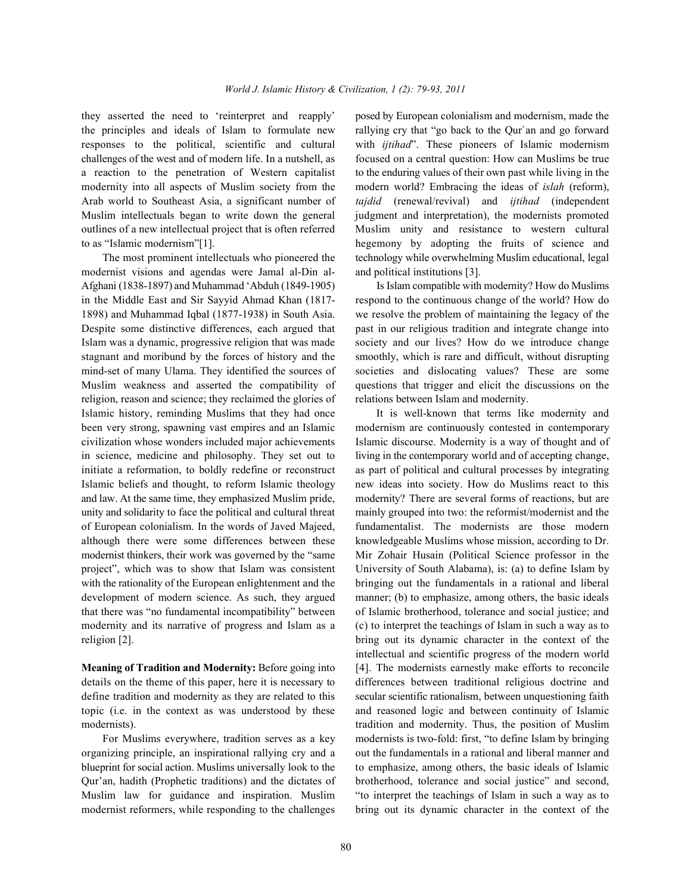they asserted the need to 'reinterpret and reapply' the principles and ideals of Islam to formulate new responses to the political, scientific and cultural challenges of the west and of modern life. In a nutshell, as a reaction to the penetration of Western capitalist modernity into all aspects of Muslim society from the Arab world to Southeast Asia, a significant number of Muslim intellectuals began to write down the general outlines of a new intellectual project that is often referred to as "Islamic modernism"[1].

The most prominent intellectuals who pioneered the modernist visions and agendas were Jamal al-Din al-Afghani (1838-1897) and Muhammad 'Abduh (1849-1905) in the Middle East and Sir Sayyid Ahmad Khan (1817-1898) and Muhammad Iqbal (1877-1938) in South Asia. Despite some distinctive differences, each argued that Islam was a dynamic, progressive religion that was made stagnant and moribund by the forces of history and the mind-set of many Ulama. They identified the sources of Muslim weakness and asserted the compatibility of religion, reason and science; they reclaimed the glories of Islamic history, reminding Muslims that they had once been very strong, spawning vast empires and an Islamic civilization whose wonders included major achievements in science, medicine and philosophy. They set out to initiate a reformation, to boldly redefine or reconstruct Islamic beliefs and thought, to reform Islamic theology and law. At the same time, they emphasized Muslim pride, unity and solidarity to face the political and cultural threat of European colonialism. In the words of Javed Majeed, although there were some differences between these modernist thinkers, their work was governed by the "same project", which was to show that Islam was consistent with the rationality of the European enlightenment and the development of modern science. As such, they argued that there was "no fundamental incompatibility" between modernity and its narrative of progress and Islam as a religion [2].

**Meaning of Tradition and Modernity:** Before going into details on the theme of this paper, here it is necessary to define tradition and modernity as they are related to this topic (i.e. in the context as was understood by these modernists).

For Muslims everywhere, tradition serves as a key organizing principle, an inspirational rallying cry and a blueprint for social action. Muslims universally look to the Qur'an, hadith (Prophetic traditions) and the dictates of Muslim law for guidance and inspiration. Muslim modernist reformers, while responding to the challenges posed by European colonialism and modernism, made the rallying cry that "go back to the Qur`an and go forward with *ijtihad*". These pioneers of Islamic modernism focused on a central question: How can Muslims be true to the enduring values of their own past while living in the modern world? Embracing the ideas of *islah* (reform), *tajdid* (renewal/revival) and *ijtihad* (independent judgment and interpretation), the modernists promoted Muslim unity and resistance to western cultural hegemony by adopting the fruits of science and technology while overwhelming Muslim educational, legal and political institutions [3].

Is Islam compatible with modernity? How do Muslims respond to the continuous change of the world? How do we resolve the problem of maintaining the legacy of the past in our religious tradition and integrate change into society and our lives? How do we introduce change smoothly, which is rare and difficult, without disrupting societies and dislocating values? These are some questions that trigger and elicit the discussions on the relations between Islam and modernity.

It is well-known that terms like modernity and modernism are continuously contested in contemporary Islamic discourse. Modernity is a way of thought and of living in the contemporary world and of accepting change, as part of political and cultural processes by integrating new ideas into society. How do Muslims react to this modernity? There are several forms of reactions, but are mainly grouped into two: the reformist/modernist and the fundamentalist. The modernists are those modern knowledgeable Muslims whose mission, according to Dr. Mir Zohair Husain (Political Science professor in the University of South Alabama), is: (a) to define Islam by bringing out the fundamentals in a rational and liberal manner; (b) to emphasize, among others, the basic ideals of Islamic brotherhood, tolerance and social justice; and (c) to interpret the teachings of Islam in such a way as to bring out its dynamic character in the context of the intellectual and scientific progress of the modern world [4]. The modernists earnestly make efforts to reconcile differences between traditional religious doctrine and secular scientific rationalism, between unquestioning faith and reasoned logic and between continuity of Islamic tradition and modernity. Thus, the position of Muslim modernists is two-fold: first, "to define Islam by bringing out the fundamentals in a rational and liberal manner and to emphasize, among others, the basic ideals of Islamic brotherhood, tolerance and social justice" and second, "to interpret the teachings of Islam in such a way as to bring out its dynamic character in the context of the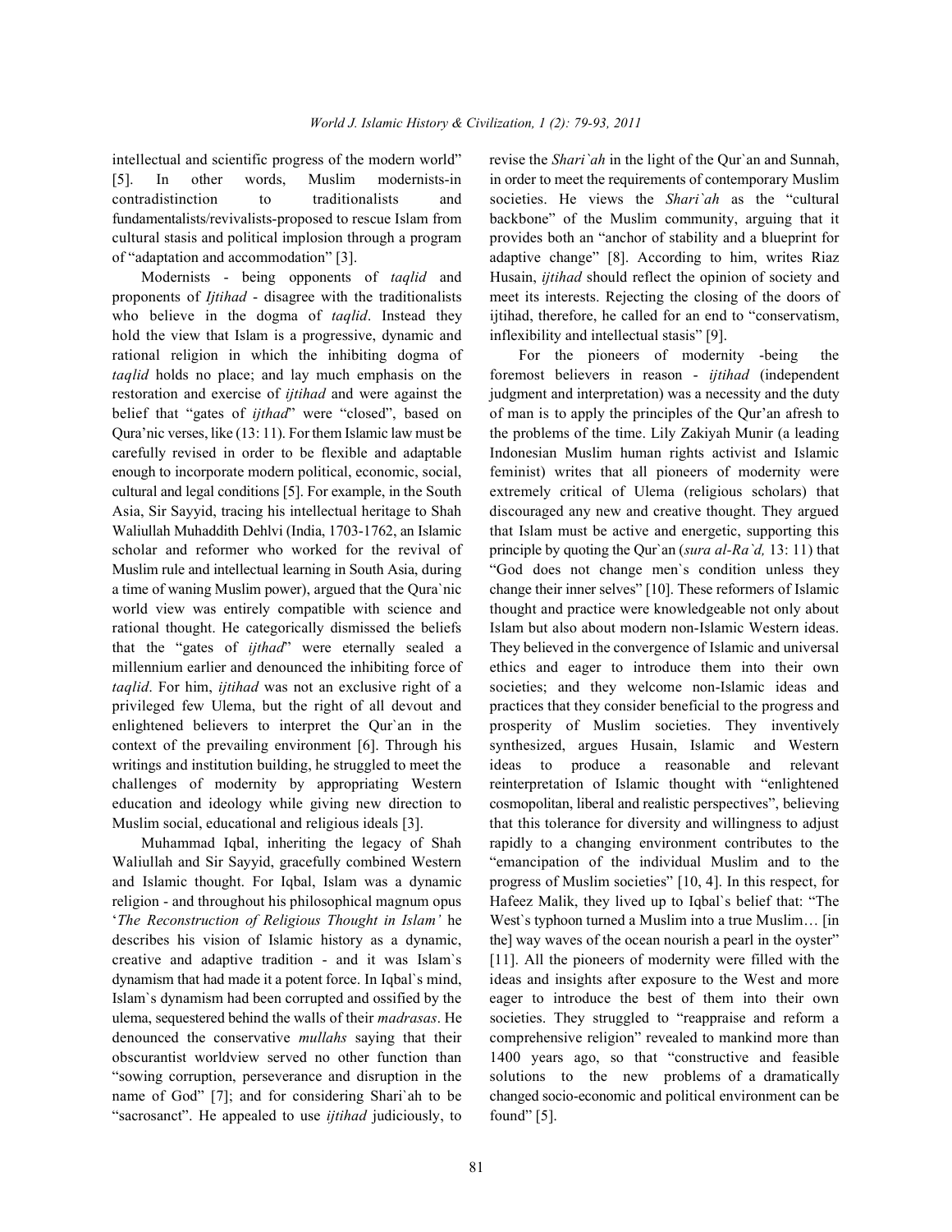intellectual and scientific progress of the modern world" [5]. In other words, Muslim modernists-in contradistinction to traditionalists and fundamentalists/revivalists-proposed to rescue Islam from cultural stasis and political implosion through a program of "adaptation and accommodation" [3].

Modernists - being opponents of *taqlid* and proponents of *Ijtihad* - disagree with the traditionalists who believe in the dogma of *taqlid*. Instead they hold the view that Islam is a progressive, dynamic and rational religion in which the inhibiting dogma of *taqlid* holds no place; and lay much emphasis on the restoration and exercise of *ijtihad* and were against the belief that "gates of *ijthad*" were "closed", based on Qura'nic verses, like (13: 11). For them Islamic law must be carefully revised in order to be flexible and adaptable enough to incorporate modern political, economic, social, cultural and legal conditions [5]. For example, in the South Asia, Sir Sayyid, tracing his intellectual heritage to Shah Waliullah Muhaddith Dehlvi (India, 1703-1762, an Islamic scholar and reformer who worked for the revival of Muslim rule and intellectual learning in South Asia, during a time of waning Muslim power), argued that the Qura`nic world view was entirely compatible with science and rational thought. He categorically dismissed the beliefs that the "gates of *ijthad*" were eternally sealed a millennium earlier and denounced the inhibiting force of *taqlid*. For him, *ijtihad* was not an exclusive right of a privileged few Ulema, but the right of all devout and enlightened believers to interpret the Qur`an in the context of the prevailing environment [6]. Through his writings and institution building, he struggled to meet the challenges of modernity by appropriating Western education and ideology while giving new direction to Muslim social, educational and religious ideals [3].

Muhammad Iqbal, inheriting the legacy of Shah Waliullah and Sir Sayyid, gracefully combined Western and Islamic thought. For Iqbal, Islam was a dynamic religion - and throughout his philosophical magnum opus '*The Reconstruction of Religious Thought in Islam'* he describes his vision of Islamic history as a dynamic, creative and adaptive tradition - and it was Islam`s dynamism that had made it a potent force. In Iqbal`s mind, Islam`s dynamism had been corrupted and ossified by the ulema, sequestered behind the walls of their *madrasas*. He denounced the conservative *mullahs* saying that their obscurantist worldview served no other function than "sowing corruption, perseverance and disruption in the name of God" [7]; and for considering Shari`ah to be "sacrosanct". He appealed to use *ijtihad* judiciously, to revise the *Shari`ah* in the light of the Qur`an and Sunnah, in order to meet the requirements of contemporary Muslim societies. He views the *Shari`ah* as the "cultural backbone" of the Muslim community, arguing that it provides both an "anchor of stability and a blueprint for adaptive change" [8]. According to him, writes Riaz Husain, *ijtihad* should reflect the opinion of society and meet its interests. Rejecting the closing of the doors of ijtihad, therefore, he called for an end to "conservatism, inflexibility and intellectual stasis" [9].

For the pioneers of modernity -being the foremost believers in reason - *ijtihad* (independent judgment and interpretation) was a necessity and the duty of man is to apply the principles of the Qur'an afresh to the problems of the time. Lily Zakiyah Munir (a leading Indonesian Muslim human rights activist and Islamic feminist) writes that all pioneers of modernity were extremely critical of Ulema (religious scholars) that discouraged any new and creative thought. They argued that Islam must be active and energetic, supporting this principle by quoting the Qur`an (*sura al-Ra`d,* 13: 11) that "God does not change men`s condition unless they change their inner selves" [10]. These reformers of Islamic thought and practice were knowledgeable not only about Islam but also about modern non-Islamic Western ideas. They believed in the convergence of Islamic and universal ethics and eager to introduce them into their own societies; and they welcome non-Islamic ideas and practices that they consider beneficial to the progress and prosperity of Muslim societies. They inventively synthesized, argues Husain, Islamic and Western ideas to produce a reasonable and relevant reinterpretation of Islamic thought with "enlightened cosmopolitan, liberal and realistic perspectives", believing that this tolerance for diversity and willingness to adjust rapidly to a changing environment contributes to the "emancipation of the individual Muslim and to the progress of Muslim societies" [10, 4]. In this respect, for Hafeez Malik, they lived up to Iqbal`s belief that: "The West`s typhoon turned a Muslim into a true Muslim… [in the] way waves of the ocean nourish a pearl in the oyster" [11]. All the pioneers of modernity were filled with the ideas and insights after exposure to the West and more eager to introduce the best of them into their own societies. They struggled to "reappraise and reform a comprehensive religion" revealed to mankind more than 1400 years ago, so that "constructive and feasible solutions to the new problems of a dramatically changed socio-economic and political environment can be found" [5].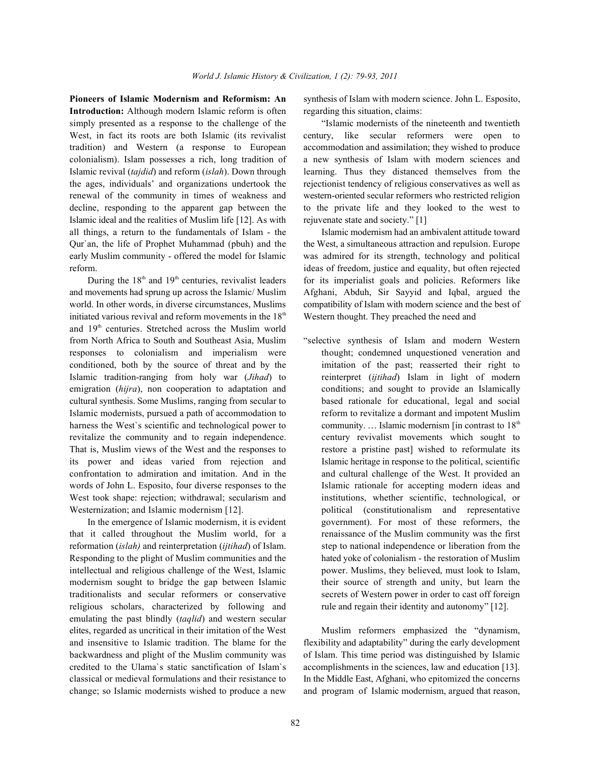**Pioneers of Islamic Modernism and Reformism: An Introduction:** Although modern Islamic reform is often simply presented as a response to the challenge of the West, in fact its roots are both Islamic (its revivalist tradition) and Western (a response to European colonialism). Islam possesses a rich, long tradition of Islamic revival (*tajdid*) and reform (*islah*). Down through the ages, individuals' and organizations undertook the renewal of the community in times of weakness and decline, responding to the apparent gap between the Islamic ideal and the realities of Muslim life [12]. As with all things, a return to the fundamentals of Islam - the Qur`an, the life of Prophet Muhammad (pbuh) and the early Muslim community - offered the model for Islamic reform.

During the 18th and 19th centuries, revivalist leaders and movements had sprung up across the Islamic/ Muslim world. In other words, in diverse circumstances, Muslims initiated various revival and reform movements in the 18th and 19th centuries. Stretched across the Muslim world from North Africa to South and Southeast Asia, Muslim responses to colonialism and imperialism were conditioned, both by the source of threat and by the Islamic tradition-ranging from holy war (*Jihad*) to emigration (*hijra*), non cooperation to adaptation and cultural synthesis. Some Muslims, ranging from secular to Islamic modernists, pursued a path of accommodation to harness the West`s scientific and technological power to revitalize the community and to regain independence. That is, Muslim views of the West and the responses to its power and ideas varied from rejection and confrontation to admiration and imitation. And in the words of John L. Esposito, four diverse responses to the West took shape: rejection; withdrawal; secularism and Westernization; and Islamic modernism [12].

In the emergence of Islamic modernism, it is evident that it called throughout the Muslim world, for a reformation (*islah)* and reinterpretation (*ijtihad*) of Islam. Responding to the plight of Muslim communities and the intellectual and religious challenge of the West, Islamic modernism sought to bridge the gap between Islamic traditionalists and secular reformers or conservative religious scholars, characterized by following and emulating the past blindly (*taqlid*) and western secular elites, regarded as uncritical in their imitation of the West and insensitive to Islamic tradition. The blame for the backwardness and plight of the Muslim community was credited to the Ulama`s static sanctification of Islam`s classical or medieval formulations and their resistance to change; so Islamic modernists wished to produce a new synthesis of Islam with modern science. John L. Esposito, regarding this situation, claims:

"Islamic modernists of the nineteenth and twentieth century, like secular reformers were open to accommodation and assimilation; they wished to produce a new synthesis of Islam with modern sciences and learning. Thus they distanced themselves from the rejectionist tendency of religious conservatives as well as western-oriented secular reformers who restricted religion to the private life and they looked to the west to rejuvenate state and society." [1]

Islamic modernism had an ambivalent attitude toward the West, a simultaneous attraction and repulsion. Europe was admired for its strength, technology and political ideas of freedom, justice and equality, but often rejected for its imperialist goals and policies. Reformers like Afghani, Abduh, Sir Sayyid and Iqbal, argued the compatibility of Islam with modern science and the best of Western thought. They preached the need and

> "selective synthesis of Islam and modern Western thought; condemned unquestioned veneration and imitation of the past; reasserted their right to reinterpret (*ijtihad*) Islam in light of modern conditions; and sought to provide an Islamically based rationale for educational, legal and social reform to revitalize a dormant and impotent Muslim community. … Islamic modernism [in contrast to 18th century revivalist movements which sought to restore a pristine past] wished to reformulate its Islamic heritage in response to the political, scientific and cultural challenge of the West. It provided an Islamic rationale for accepting modern ideas and institutions, whether scientific, technological, or political (constitutionalism and representative government). For most of these reformers, the renaissance of the Muslim community was the first step to national independence or liberation from the hated yoke of colonialism - the restoration of Muslim power. Muslims, they believed, must look to Islam, their source of strength and unity, but learn the secrets of Western power in order to cast off foreign rule and regain their identity and autonomy" [12].

Muslim reformers emphasized the "dynamism, flexibility and adaptability" during the early development of Islam. This time period was distinguished by Islamic accomplishments in the sciences, law and education [13]. In the Middle East, Afghani, who epitomized the concerns and program of Islamic modernism, argued that reason,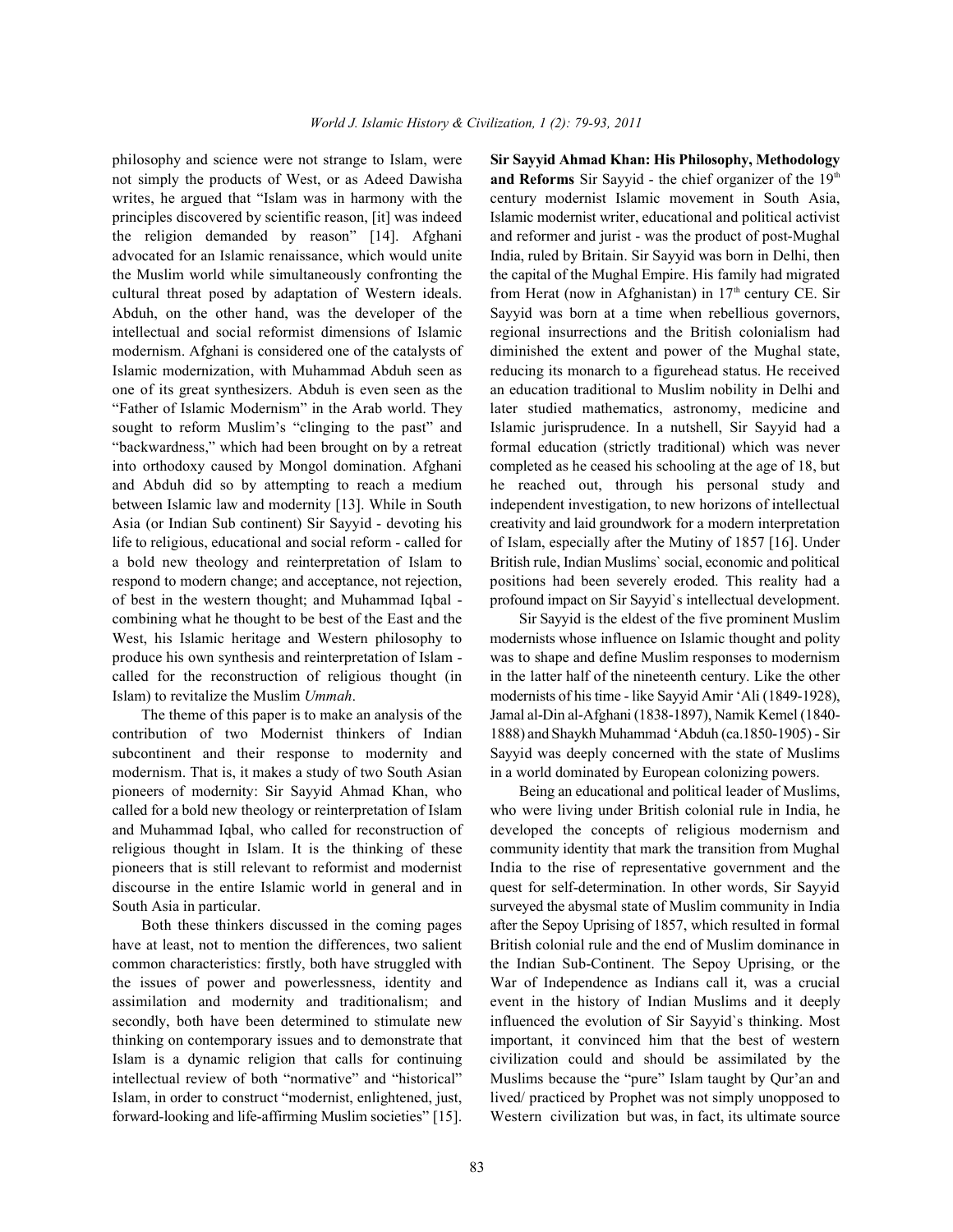philosophy and science were not strange to Islam, were not simply the products of West, or as Adeed Dawisha writes, he argued that "Islam was in harmony with the principles discovered by scientific reason, [it] was indeed the religion demanded by reason" [14]. Afghani advocated for an Islamic renaissance, which would unite the Muslim world while simultaneously confronting the cultural threat posed by adaptation of Western ideals. Abduh, on the other hand, was the developer of the intellectual and social reformist dimensions of Islamic modernism. Afghani is considered one of the catalysts of Islamic modernization, with Muhammad Abduh seen as one of its great synthesizers. Abduh is even seen as the "Father of Islamic Modernism" in the Arab world. They sought to reform Muslim's "clinging to the past" and "backwardness," which had been brought on by a retreat into orthodoxy caused by Mongol domination. Afghani and Abduh did so by attempting to reach a medium between Islamic law and modernity [13]. While in South Asia (or Indian Sub continent) Sir Sayyid - devoting his life to religious, educational and social reform - called for a bold new theology and reinterpretation of Islam to respond to modern change; and acceptance, not rejection, of best in the western thought; and Muhammad Iqbal - combining what he thought to be best of the East and the West, his Islamic heritage and Western philosophy to produce his own synthesis and reinterpretation of Islam - called for the reconstruction of religious thought (in Islam) to revitalize the Muslim *Ummah*.

The theme of this paper is to make an analysis of the contribution of two Modernist thinkers of Indian subcontinent and their response to modernity and modernism. That is, it makes a study of two South Asian pioneers of modernity: Sir Sayyid Ahmad Khan, who called for a bold new theology or reinterpretation of Islam and Muhammad Iqbal, who called for reconstruction of religious thought in Islam. It is the thinking of these pioneers that is still relevant to reformist and modernist discourse in the entire Islamic world in general and in South Asia in particular.

Both these thinkers discussed in the coming pages have at least, not to mention the differences, two salient common characteristics: firstly, both have struggled with the issues of power and powerlessness, identity and assimilation and modernity and traditionalism; and secondly, both have been determined to stimulate new thinking on contemporary issues and to demonstrate that Islam is a dynamic religion that calls for continuing intellectual review of both "normative" and "historical" Islam, in order to construct "modernist, enlightened, just, forward-looking and life-affirming Muslim societies" [15].

**Sir Sayyid Ahmad Khan: His Philosophy, Methodology and Reforms** Sir Sayyid - the chief organizer of the 19th century modernist Islamic movement in South Asia, Islamic modernist writer, educational and political activist and reformer and jurist - was the product of post-Mughal India, ruled by Britain. Sir Sayyid was born in Delhi, then the capital of the Mughal Empire. His family had migrated from Herat (now in Afghanistan) in 17th century CE. Sir Sayyid was born at a time when rebellious governors, regional insurrections and the British colonialism had diminished the extent and power of the Mughal state, reducing its monarch to a figurehead status. He received an education traditional to Muslim nobility in Delhi and later studied mathematics, astronomy, medicine and Islamic jurisprudence. In a nutshell, Sir Sayyid had a formal education (strictly traditional) which was never completed as he ceased his schooling at the age of 18, but he reached out, through his personal study and independent investigation, to new horizons of intellectual creativity and laid groundwork for a modern interpretation of Islam, especially after the Mutiny of 1857 [16]. Under British rule, Indian Muslims` social, economic and political positions had been severely eroded. This reality had a profound impact on Sir Sayyid`s intellectual development.

Sir Sayyid is the eldest of the five prominent Muslim modernists whose influence on Islamic thought and polity was to shape and define Muslim responses to modernism in the latter half of the nineteenth century. Like the other modernists of his time - like Sayyid Amir 'Ali (1849-1928), Jamal al-Din al-Afghani (1838-1897), Namik Kemel (1840-1888) and Shaykh Muhammad 'Abduh (ca.1850-1905) - Sir Sayyid was deeply concerned with the state of Muslims in a world dominated by European colonizing powers.

Being an educational and political leader of Muslims, who were living under British colonial rule in India, he developed the concepts of religious modernism and community identity that mark the transition from Mughal India to the rise of representative government and the quest for self-determination. In other words, Sir Sayyid surveyed the abysmal state of Muslim community in India after the Sepoy Uprising of 1857, which resulted in formal British colonial rule and the end of Muslim dominance in the Indian Sub-Continent. The Sepoy Uprising, or the War of Independence as Indians call it, was a crucial event in the history of Indian Muslims and it deeply influenced the evolution of Sir Sayyid`s thinking. Most important, it convinced him that the best of western civilization could and should be assimilated by the Muslims because the "pure" Islam taught by Qur'an and lived/ practiced by Prophet was not simply unopposed to Western civilization but was, in fact, its ultimate source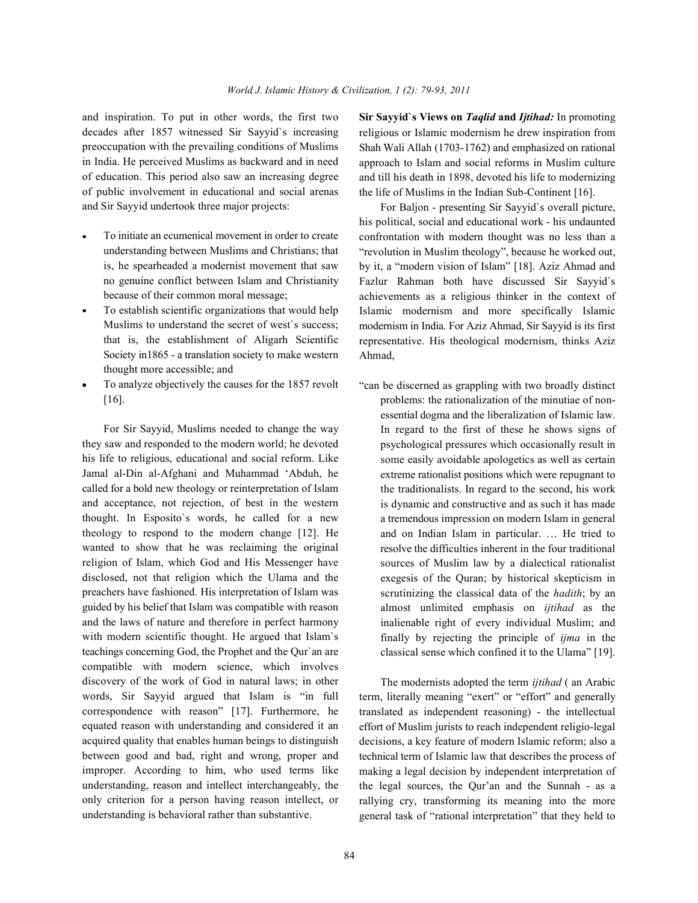and inspiration. To put in other words, the first two decades after 1857 witnessed Sir Sayyid`s increasing preoccupation with the prevailing conditions of Muslims in India. He perceived Muslims as backward and in need of education. This period also saw an increasing degree of public involvement in educational and social arenas and Sir Sayyid undertook three major projects:

- To initiate an ecumenical movement in order to create understanding between Muslims and Christians; that is, he spearheaded a modernist movement that saw no genuine conflict between Islam and Christianity because of their common moral message;
- To establish scientific organizations that would help Muslims to understand the secret of west`s success; that is, the establishment of Aligarh Scientific Society in1865 - a translation society to make western thought more accessible; and
- To analyze objectively the causes for the 1857 revolt [16].

For Sir Sayyid, Muslims needed to change the way they saw and responded to the modern world; he devoted his life to religious, educational and social reform. Like Jamal al-Din al-Afghani and Muhammad 'Abduh, he called for a bold new theology or reinterpretation of Islam and acceptance, not rejection, of best in the western thought. In Esposito`s words, he called for a new theology to respond to the modern change [12]. He wanted to show that he was reclaiming the original religion of Islam, which God and His Messenger have disclosed, not that religion which the Ulama and the preachers have fashioned. His interpretation of Islam was guided by his belief that Islam was compatible with reason and the laws of nature and therefore in perfect harmony with modern scientific thought. He argued that Islam`s teachings concerning God, the Prophet and the Qur`an are compatible with modern science, which involves discovery of the work of God in natural laws; in other words, Sir Sayyid argued that Islam is "in full correspondence with reason" [17]. Furthermore, he equated reason with understanding and considered it an acquired quality that enables human beings to distinguish between good and bad, right and wrong, proper and improper. According to him, who used terms like understanding, reason and intellect interchangeably, the only criterion for a person having reason intellect, or understanding is behavioral rather than substantive.

**Sir Sayyid`s Views on *Taqlid* and *Ijtihad:*** In promoting religious or Islamic modernism he drew inspiration from Shah Wali Allah (1703-1762) and emphasized on rational approach to Islam and social reforms in Muslim culture and till his death in 1898, devoted his life to modernizing the life of Muslims in the Indian Sub-Continent [16].

For Baljon - presenting Sir Sayyid`s overall picture, his political, social and educational work - his undaunted confrontation with modern thought was no less than a "revolution in Muslim theology", because he worked out, by it, a "modern vision of Islam" [18]. Aziz Ahmad and Fazlur Rahman both have discussed Sir Sayyid`s achievements as a religious thinker in the context of Islamic modernism and more specifically Islamic modernism in India. For Aziz Ahmad, Sir Sayyid is its first representative. His theological modernism, thinks Aziz Ahmad,

> "can be discerned as grappling with two broadly distinct problems: the rationalization of the minutiae of non-essential dogma and the liberalization of Islamic law. In regard to the first of these he shows signs of psychological pressures which occasionally result in some easily avoidable apologetics as well as certain extreme rationalist positions which were repugnant to the traditionalists. In regard to the second, his work is dynamic and constructive and as such it has made a tremendous impression on modern Islam in general and on Indian Islam in particular. … He tried to resolve the difficulties inherent in the four traditional sources of Muslim law by a dialectical rationalist exegesis of the Quran; by historical skepticism in scrutinizing the classical data of the *hadith*; by an almost unlimited emphasis on *ijtihad* as the inalienable right of every individual Muslim; and finally by rejecting the principle of *ijma* in the classical sense which confined it to the Ulama" [19].

The modernists adopted the term *ijtihad* ( an Arabic term, literally meaning "exert" or "effort" and generally translated as independent reasoning) - the intellectual effort of Muslim jurists to reach independent religio-legal decisions, a key feature of modern Islamic reform; also a technical term of Islamic law that describes the process of making a legal decision by independent interpretation of the legal sources, the Qur'an and the Sunnah - as a rallying cry, transforming its meaning into the more general task of "rational interpretation" that they held to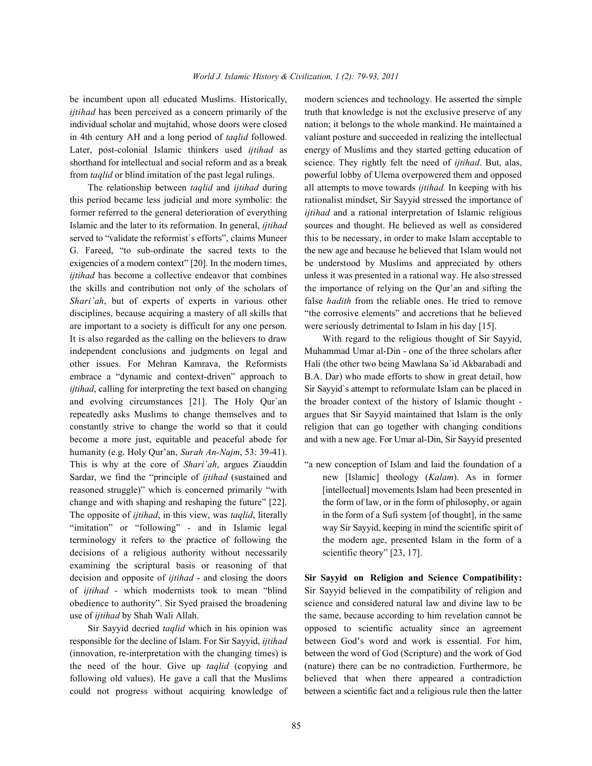be incumbent upon all educated Muslims. Historically, *ijtihad* has been perceived as a concern primarily of the individual scholar and mujtahid, whose doors were closed in 4th century AH and a long period of *taqlid* followed. Later, post-colonial Islamic thinkers used *ijtihad* as shorthand for intellectual and social reform and as a break from *taqlid* or blind imitation of the past legal rulings.

The relationship between *taqlid* and *ijtihad* during this period became less judicial and more symbolic: the former referred to the general deterioration of everything Islamic and the later to its reformation. In general, *ijtihad* served to "validate the reformist`s efforts", claims Muneer G. Fareed, "to sub-ordinate the sacred texts to the exigencies of a modern context" [20]. In the modern times, *ijtihad* has become a collective endeavor that combines the skills and contribution not only of the scholars of *Shari`ah*, but of experts of experts in various other disciplines, because acquiring a mastery of all skills that are important to a society is difficult for any one person. It is also regarded as the calling on the believers to draw independent conclusions and judgments on legal and other issues. For Mehran Kamrava, the Reformists embrace a "dynamic and context-driven" approach to *ijtihad*, calling for interpreting the text based on changing and evolving circumstances [21]. The Holy Qur`an repeatedly asks Muslims to change themselves and to constantly strive to change the world so that it could become a more just, equitable and peaceful abode for humanity (e.g. Holy Qur'an, *Surah An-Najm*, 53: 39-41). This is why at the core of *Shari`ah*, argues Ziauddin Sardar, we find the "principle of *ijtihad* (sustained and reasoned struggle)" which is concerned primarily "with change and with shaping and reshaping the future" [22]. The opposite of *ijtihad*, in this view, was *taqlid*, literally "imitation" or "following" - and in Islamic legal terminology it refers to the practice of following the decisions of a religious authority without necessarily examining the scriptural basis or reasoning of that decision and opposite of *ijtihad* - and closing the doors of *ijtihad* - which modernists took to mean "blind obedience to authority". Sir Syed praised the broadening use of *ijtihad* by Shah Wali Allah.

Sir Sayyid decried *taqlid* which in his opinion was responsible for the decline of Islam. For Sir Sayyid, *ijtihad* (innovation, re-interpretation with the changing times) is the need of the hour. Give up *taqlid* (copying and following old values). He gave a call that the Muslims could not progress without acquiring knowledge of modern sciences and technology. He asserted the simple truth that knowledge is not the exclusive preserve of any nation; it belongs to the whole mankind. He maintained a valiant posture and succeeded in realizing the intellectual energy of Muslims and they started getting education of science. They rightly felt the need of *ijtihad*. But, alas, powerful lobby of Ulema overpowered them and opposed all attempts to move towards *ijtihad.* In keeping with his rationalist mindset, Sir Sayyid stressed the importance of *ijtihad* and a rational interpretation of Islamic religious sources and thought. He believed as well as considered this to be necessary, in order to make Islam acceptable to the new age and because he believed that Islam would not be understood by Muslims and appreciated by others unless it was presented in a rational way. He also stressed the importance of relying on the Qur'an and sifting the false *hadith* from the reliable ones. He tried to remove "the corrosive elements" and accretions that he believed were seriously detrimental to Islam in his day [15].

With regard to the religious thought of Sir Sayyid, Muhammad Umar al-Din - one of the three scholars after Hali (the other two being Mawlana Sa`id Akbarabadi and B.A. Dar) who made efforts to show in great detail, how Sir Sayyid`s attempt to reformulate Islam can be placed in the broader context of the history of Islamic thought - argues that Sir Sayyid maintained that Islam is the only religion that can go together with changing conditions and with a new age. For Umar al-Din, Sir Sayyid presented

> "a new conception of Islam and laid the foundation of a new [Islamic] theology (*Kalam*). As in former [intellectual] movements Islam had been presented in the form of law, or in the form of philosophy, or again in the form of a Sufi system [of thought], in the same way Sir Sayyid, keeping in mind the scientific spirit of the modern age, presented Islam in the form of a scientific theory" [23, 17].

**Sir Sayyid on Religion and Science Compatibility:** Sir Sayyid believed in the compatibility of religion and science and considered natural law and divine law to be the same, because according to him revelation cannot be opposed to scientific actuality since an agreement between God's word and work is essential. For him, between the word of God (Scripture) and the work of God (nature) there can be no contradiction. Furthermore, he believed that when there appeared a contradiction between a scientific fact and a religious rule then the latter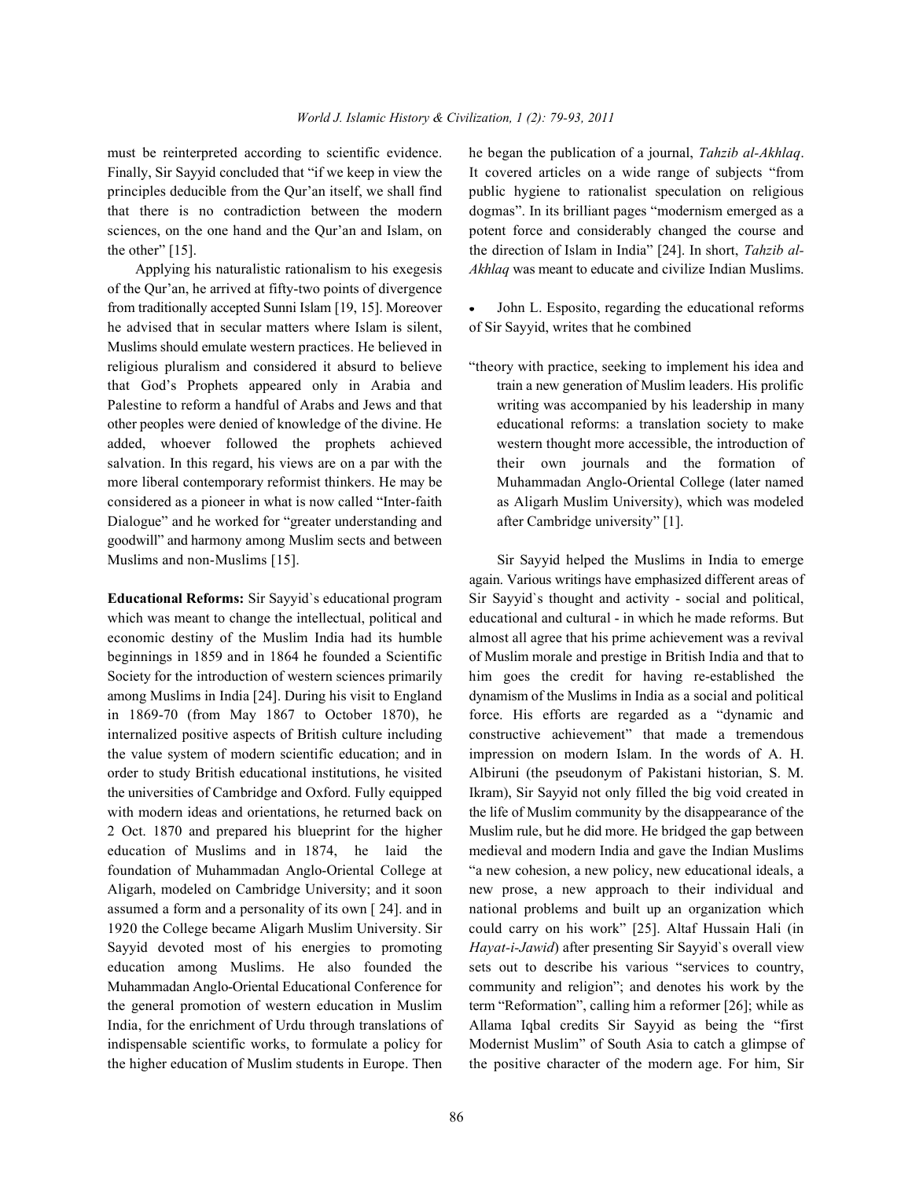must be reinterpreted according to scientific evidence. Finally, Sir Sayyid concluded that "if we keep in view the principles deducible from the Qur'an itself, we shall find that there is no contradiction between the modern sciences, on the one hand and the Qur'an and Islam, on the other" [15].

Applying his naturalistic rationalism to his exegesis of the Qur'an, he arrived at fifty-two points of divergence from traditionally accepted Sunni Islam [19, 15]. Moreover he advised that in secular matters where Islam is silent, Muslims should emulate western practices. He believed in religious pluralism and considered it absurd to believe that God's Prophets appeared only in Arabia and Palestine to reform a handful of Arabs and Jews and that other peoples were denied of knowledge of the divine. He added, whoever followed the prophets achieved salvation. In this regard, his views are on a par with the more liberal contemporary reformist thinkers. He may be considered as a pioneer in what is now called "Inter-faith Dialogue" and he worked for "greater understanding and goodwill" and harmony among Muslim sects and between Muslims and non-Muslims [15].

**Educational Reforms:** Sir Sayyid`s educational program which was meant to change the intellectual, political and economic destiny of the Muslim India had its humble beginnings in 1859 and in 1864 he founded a Scientific Society for the introduction of western sciences primarily among Muslims in India [24]. During his visit to England in 1869-70 (from May 1867 to October 1870), he internalized positive aspects of British culture including the value system of modern scientific education; and in order to study British educational institutions, he visited the universities of Cambridge and Oxford. Fully equipped with modern ideas and orientations, he returned back on 2 Oct. 1870 and prepared his blueprint for the higher education of Muslims and in 1874, he laid the foundation of Muhammadan Anglo-Oriental College at Aligarh, modeled on Cambridge University; and it soon assumed a form and a personality of its own [ 24]. and in 1920 the College became Aligarh Muslim University. Sir Sayyid devoted most of his energies to promoting education among Muslims. He also founded the Muhammadan Anglo-Oriental Educational Conference for the general promotion of western education in Muslim India, for the enrichment of Urdu through translations of indispensable scientific works, to formulate a policy for the higher education of Muslim students in Europe. Then he began the publication of a journal, *Tahzib al-Akhlaq*. It covered articles on a wide range of subjects "from public hygiene to rationalist speculation on religious dogmas". In its brilliant pages "modernism emerged as a potent force and considerably changed the course and the direction of Islam in India" [24]. In short, *Tahzib al-Akhlaq* was meant to educate and civilize Indian Muslims.

- John L. Esposito, regarding the educational reforms of Sir Sayyid, writes that he combined

> "theory with practice, seeking to implement his idea and train a new generation of Muslim leaders. His prolific writing was accompanied by his leadership in many educational reforms: a translation society to make western thought more accessible, the introduction of their own journals and the formation of Muhammadan Anglo-Oriental College (later named as Aligarh Muslim University), which was modeled after Cambridge university" [1].

Sir Sayyid helped the Muslims in India to emerge again. Various writings have emphasized different areas of Sir Sayyid`s thought and activity - social and political, educational and cultural - in which he made reforms. But almost all agree that his prime achievement was a revival of Muslim morale and prestige in British India and that to him goes the credit for having re-established the dynamism of the Muslims in India as a social and political force. His efforts are regarded as a "dynamic and constructive achievement" that made a tremendous impression on modern Islam. In the words of A. H. Albiruni (the pseudonym of Pakistani historian, S. M. Ikram), Sir Sayyid not only filled the big void created in the life of Muslim community by the disappearance of the Muslim rule, but he did more. He bridged the gap between medieval and modern India and gave the Indian Muslims "a new cohesion, a new policy, new educational ideals, a new prose, a new approach to their individual and national problems and built up an organization which could carry on his work" [25]. Altaf Hussain Hali (in *Hayat-i-Jawid*) after presenting Sir Sayyid`s overall view sets out to describe his various "services to country, community and religion"; and denotes his work by the term "Reformation", calling him a reformer [26]; while as Allama Iqbal credits Sir Sayyid as being the "first Modernist Muslim" of South Asia to catch a glimpse of the positive character of the modern age. For him, Sir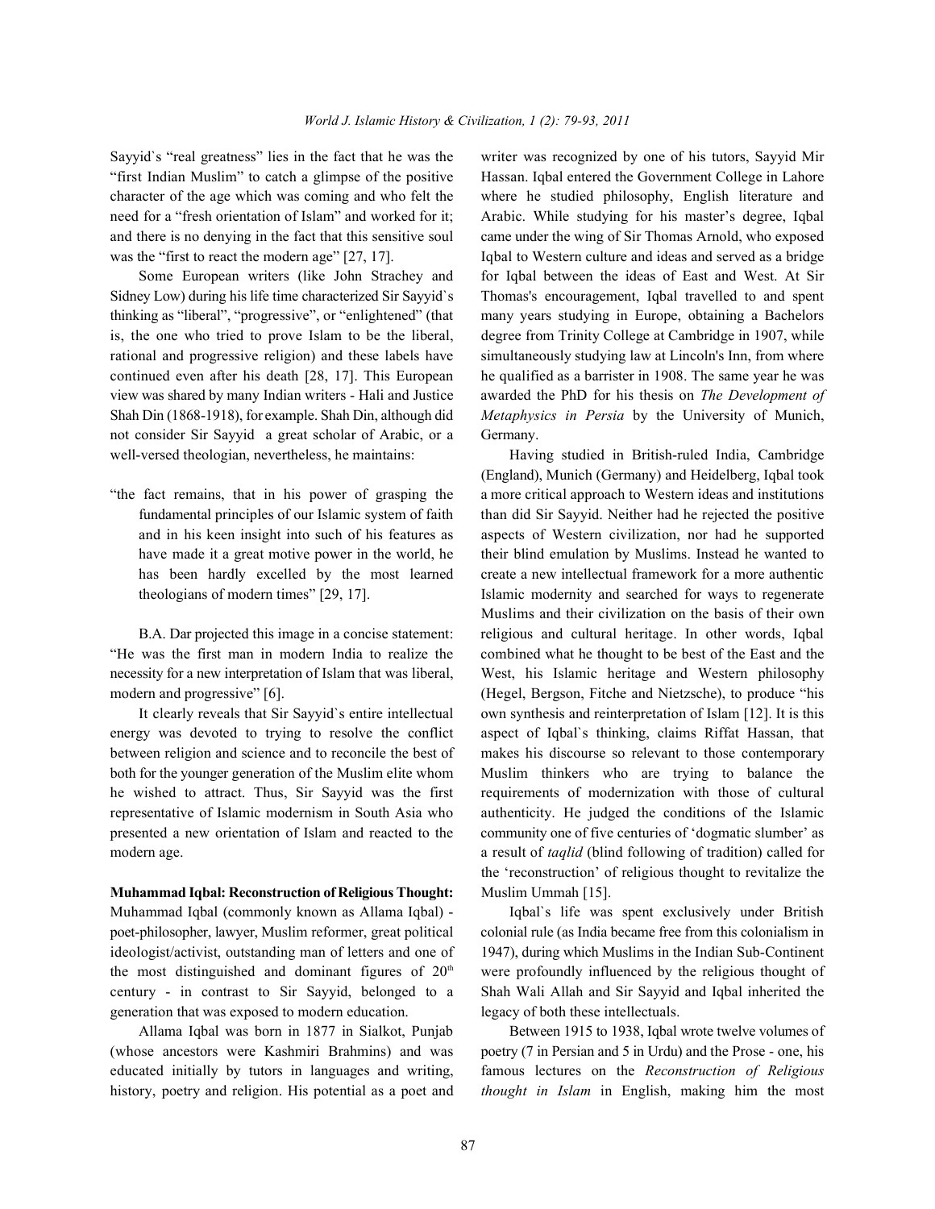Sayyid`s "real greatness" lies in the fact that he was the "first Indian Muslim" to catch a glimpse of the positive character of the age which was coming and who felt the need for a "fresh orientation of Islam" and worked for it; and there is no denying in the fact that this sensitive soul was the "first to react the modern age" [27, 17].

Some European writers (like John Strachey and Sidney Low) during his life time characterized Sir Sayyid`s thinking as "liberal", "progressive", or "enlightened" (that is, the one who tried to prove Islam to be the liberal, rational and progressive religion) and these labels have continued even after his death [28, 17]. This European view was shared by many Indian writers - Hali and Justice Shah Din (1868-1918), for example. Shah Din, although did not consider Sir Sayyid a great scholar of Arabic, or a well-versed theologian, nevertheless, he maintains:

> "the fact remains, that in his power of grasping the fundamental principles of our Islamic system of faith and in his keen insight into such of his features as have made it a great motive power in the world, he has been hardly excelled by the most learned theologians of modern times" [29, 17].

B.A. Dar projected this image in a concise statement: "He was the first man in modern India to realize the necessity for a new interpretation of Islam that was liberal, modern and progressive" [6].

It clearly reveals that Sir Sayyid`s entire intellectual energy was devoted to trying to resolve the conflict between religion and science and to reconcile the best of both for the younger generation of the Muslim elite whom he wished to attract. Thus, Sir Sayyid was the first representative of Islamic modernism in South Asia who presented a new orientation of Islam and reacted to the modern age.

**Muhammad Iqbal: Reconstruction of Religious Thought:** Muhammad Iqbal (commonly known as Allama Iqbal) - poet-philosopher, lawyer, Muslim reformer, great political ideologist/activist, outstanding man of letters and one of the most distinguished and dominant figures of 20th century - in contrast to Sir Sayyid, belonged to a generation that was exposed to modern education.

Allama Iqbal was born in 1877 in Sialkot, Punjab (whose ancestors were Kashmiri Brahmins) and was educated initially by tutors in languages and writing, history, poetry and religion. His potential as a poet and writer was recognized by one of his tutors, Sayyid Mir Hassan. Iqbal entered the Government College in Lahore where he studied philosophy, English literature and Arabic. While studying for his master's degree, Iqbal came under the wing of Sir Thomas Arnold, who exposed Iqbal to Western culture and ideas and served as a bridge for Iqbal between the ideas of East and West. At Sir Thomas's encouragement, Iqbal travelled to and spent many years studying in Europe, obtaining a Bachelors degree from Trinity College at Cambridge in 1907, while simultaneously studying law at Lincoln's Inn, from where he qualified as a barrister in 1908. The same year he was awarded the PhD for his thesis on *The Development of Metaphysics in Persia* by the University of Munich, Germany.

Having studied in British-ruled India, Cambridge (England), Munich (Germany) and Heidelberg, Iqbal took a more critical approach to Western ideas and institutions than did Sir Sayyid. Neither had he rejected the positive aspects of Western civilization, nor had he supported their blind emulation by Muslims. Instead he wanted to create a new intellectual framework for a more authentic Islamic modernity and searched for ways to regenerate Muslims and their civilization on the basis of their own religious and cultural heritage. In other words, Iqbal combined what he thought to be best of the East and the West, his Islamic heritage and Western philosophy (Hegel, Bergson, Fitche and Nietzsche), to produce "his own synthesis and reinterpretation of Islam [12]. It is this aspect of Iqbal`s thinking, claims Riffat Hassan, that makes his discourse so relevant to those contemporary Muslim thinkers who are trying to balance the requirements of modernization with those of cultural authenticity. He judged the conditions of the Islamic community one of five centuries of 'dogmatic slumber' as a result of *taqlid* (blind following of tradition) called for the 'reconstruction' of religious thought to revitalize the Muslim Ummah [15].

Iqbal`s life was spent exclusively under British colonial rule (as India became free from this colonialism in 1947), during which Muslims in the Indian Sub-Continent were profoundly influenced by the religious thought of Shah Wali Allah and Sir Sayyid and Iqbal inherited the legacy of both these intellectuals.

Between 1915 to 1938, Iqbal wrote twelve volumes of poetry (7 in Persian and 5 in Urdu) and the Prose - one, his famous lectures on the *Reconstruction of Religious thought in Islam* in English, making him the most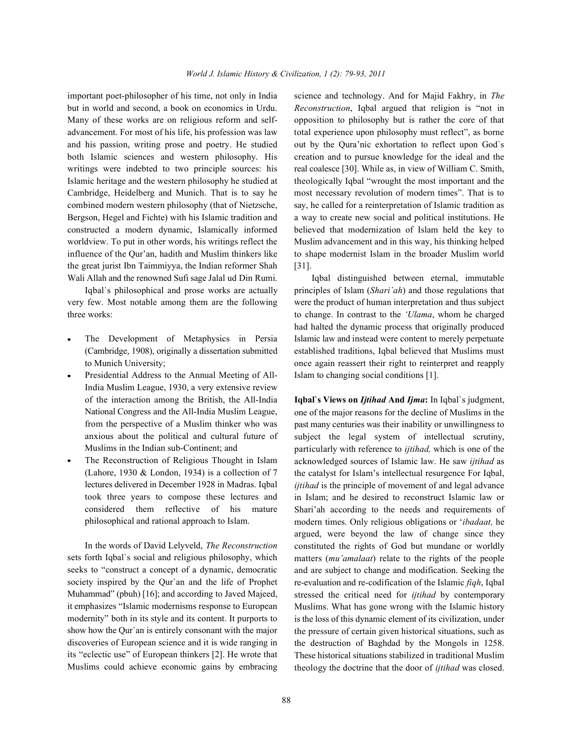important poet-philosopher of his time, not only in India but in world and second, a book on economics in Urdu. Many of these works are on religious reform and self-advancement. For most of his life, his profession was law and his passion, writing prose and poetry. He studied both Islamic sciences and western philosophy. His writings were indebted to two principle sources: his Islamic heritage and the western philosophy he studied at Cambridge, Heidelberg and Munich. That is to say he combined modern western philosophy (that of Nietzsche, Bergson, Hegel and Fichte) with his Islamic tradition and constructed a modern dynamic, Islamically informed worldview. To put in other words, his writings reflect the influence of the Qur'an, hadith and Muslim thinkers like the great jurist Ibn Taimmiyya, the Indian reformer Shah Wali Allah and the renowned Sufi sage Jalal ud Din Rumi.

Iqbal`s philosophical and prose works are actually very few. Most notable among them are the following three works:

- The Development of Metaphysics in Persia (Cambridge, 1908), originally a dissertation submitted to Munich University;
- Presidential Address to the Annual Meeting of All-India Muslim League, 1930, a very extensive review of the interaction among the British, the All-India National Congress and the All-India Muslim League, from the perspective of a Muslim thinker who was anxious about the political and cultural future of Muslims in the Indian sub-Continent; and
- The Reconstruction of Religious Thought in Islam (Lahore, 1930 & London, 1934) is a collection of 7 lectures delivered in December 1928 in Madras. Iqbal took three years to compose these lectures and considered them reflective of his mature philosophical and rational approach to Islam.

In the words of David Lelyveld, *The Reconstruction* sets forth Iqbal`s social and religious philosophy, which seeks to "construct a concept of a dynamic, democratic society inspired by the Qur`an and the life of Prophet Muhammad" (pbuh) [16]; and according to Javed Majeed, it emphasizes "Islamic modernisms response to European modernity" both in its style and its content. It purports to show how the Qur`an is entirely consonant with the major discoveries of European science and it is wide ranging in its "eclectic use" of European thinkers [2]. He wrote that Muslims could achieve economic gains by embracing science and technology. And for Majid Fakhry, in *The Reconstruction*, Iqbal argued that religion is "not in opposition to philosophy but is rather the core of that total experience upon philosophy must reflect", as borne out by the Qura'nic exhortation to reflect upon God`s creation and to pursue knowledge for the ideal and the real coalesce [30]. While as, in view of William C. Smith, theologically Iqbal "wrought the most important and the most necessary revolution of modern times". That is to say, he called for a reinterpretation of Islamic tradition as a way to create new social and political institutions. He believed that modernization of Islam held the key to Muslim advancement and in this way, his thinking helped to shape modernist Islam in the broader Muslim world [31].

Iqbal distinguished between eternal, immutable principles of Islam (*Shari`ah*) and those regulations that were the product of human interpretation and thus subject to change. In contrast to the *'Ulama*, whom he charged had halted the dynamic process that originally produced Islamic law and instead were content to merely perpetuate established traditions, Iqbal believed that Muslims must once again reassert their right to reinterpret and reapply Islam to changing social conditions [1].

**Iqbal`s Views on *Ijtihad* And *Ijma*:** In Iqbal`s judgment, one of the major reasons for the decline of Muslims in the past many centuries was their inability or unwillingness to subject the legal system of intellectual scrutiny, particularly with reference to *ijtihad,* which is one of the acknowledged sources of Islamic law. He saw *ijtihad* as the catalyst for Islam's intellectual resurgence For Iqbal, *ijtihad* is the principle of movement of and legal advance in Islam; and he desired to reconstruct Islamic law or Shari'ah according to the needs and requirements of modern times. Only religious obligations or '*ibadaat,* he argued, were beyond the law of change since they constituted the rights of God but mundane or worldly matters (*mu'amalaat*) relate to the rights of the people and are subject to change and modification. Seeking the re-evaluation and re-codification of the Islamic *fiqh*, Iqbal stressed the critical need for *ijtihad* by contemporary Muslims. What has gone wrong with the Islamic history is the loss of this dynamic element of its civilization, under the pressure of certain given historical situations, such as the destruction of Baghdad by the Mongols in 1258. These historical situations stabilized in traditional Muslim theology the doctrine that the door of *ijtihad* was closed.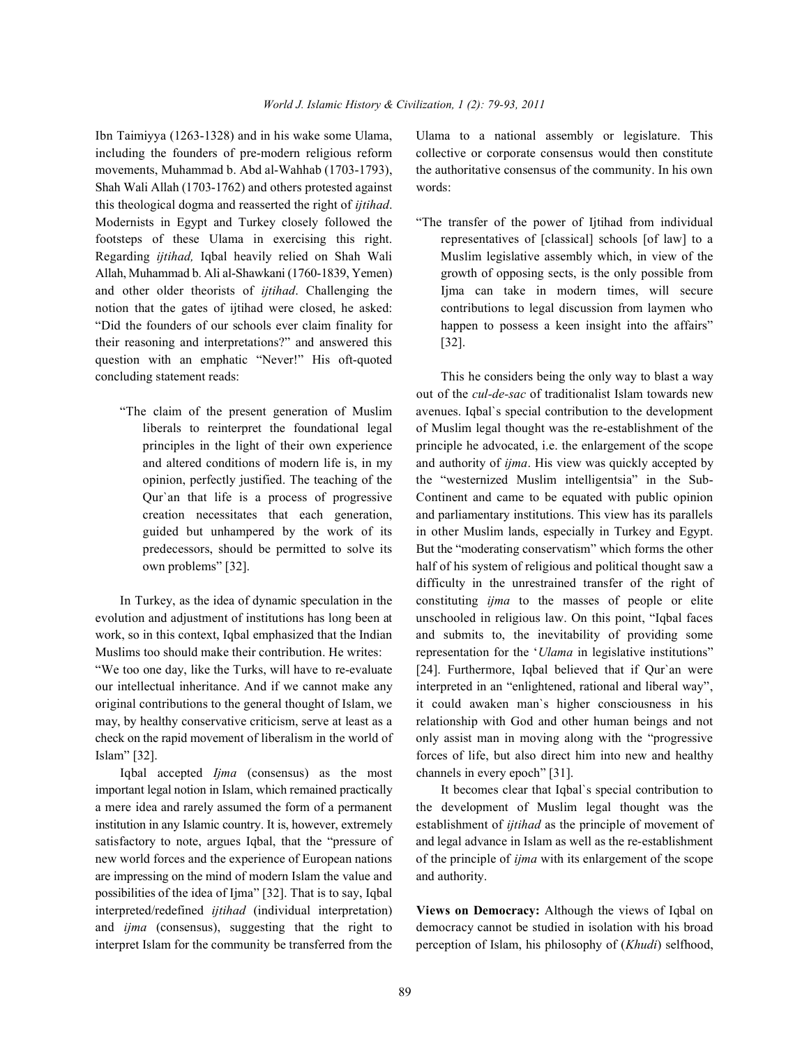Ibn Taimiyya (1263-1328) and in his wake some Ulama, including the founders of pre-modern religious reform movements, Muhammad b. Abd al-Wahhab (1703-1793), Shah Wali Allah (1703-1762) and others protested against this theological dogma and reasserted the right of *ijtihad*. Modernists in Egypt and Turkey closely followed the footsteps of these Ulama in exercising this right. Regarding *ijtihad,* Iqbal heavily relied on Shah Wali Allah, Muhammad b. Ali al-Shawkani (1760-1839, Yemen) and other older theorists of *ijtihad*. Challenging the notion that the gates of ijtihad were closed, he asked: "Did the founders of our schools ever claim finality for their reasoning and interpretations?" and answered this question with an emphatic "Never!" His oft-quoted concluding statement reads:

> "The claim of the present generation of Muslim liberals to reinterpret the foundational legal principles in the light of their own experience and altered conditions of modern life is, in my opinion, perfectly justified. The teaching of the Qur`an that life is a process of progressive creation necessitates that each generation, guided but unhampered by the work of its predecessors, should be permitted to solve its own problems" [32].

In Turkey, as the idea of dynamic speculation in the evolution and adjustment of institutions has long been at work, so in this context, Iqbal emphasized that the Indian Muslims too should make their contribution. He writes: "We too one day, like the Turks, will have to re-evaluate our intellectual inheritance. And if we cannot make any original contributions to the general thought of Islam, we may, by healthy conservative criticism, serve at least as a check on the rapid movement of liberalism in the world of Islam" [32].

Iqbal accepted *Ijma* (consensus) as the most important legal notion in Islam, which remained practically a mere idea and rarely assumed the form of a permanent institution in any Islamic country. It is, however, extremely satisfactory to note, argues Iqbal, that the "pressure of new world forces and the experience of European nations are impressing on the mind of modern Islam the value and possibilities of the idea of Ijma" [32]. That is to say, Iqbal interpreted/redefined *ijtihad* (individual interpretation) and *ijma* (consensus), suggesting that the right to interpret Islam for the community be transferred from the Ulama to a national assembly or legislature. This collective or corporate consensus would then constitute the authoritative consensus of the community. In his own words:

> "The transfer of the power of Ijtihad from individual representatives of [classical] schools [of law] to a Muslim legislative assembly which, in view of the growth of opposing sects, is the only possible from Ijma can take in modern times, will secure contributions to legal discussion from laymen who happen to possess a keen insight into the affairs" [32].

This he considers being the only way to blast a way out of the *cul-de-sac* of traditionalist Islam towards new avenues. Iqbal`s special contribution to the development of Muslim legal thought was the re-establishment of the principle he advocated, i.e. the enlargement of the scope and authority of *ijma*. His view was quickly accepted by the "westernized Muslim intelligentsia" in the Sub-Continent and came to be equated with public opinion and parliamentary institutions. This view has its parallels in other Muslim lands, especially in Turkey and Egypt. But the "moderating conservatism" which forms the other half of his system of religious and political thought saw a difficulty in the unrestrained transfer of the right of constituting *ijma* to the masses of people or elite unschooled in religious law. On this point, "Iqbal faces and submits to, the inevitability of providing some representation for the '*Ulama* in legislative institutions" [24]. Furthermore, Iqbal believed that if Qur`an were interpreted in an "enlightened, rational and liberal way", it could awaken man`s higher consciousness in his relationship with God and other human beings and not only assist man in moving along with the "progressive forces of life, but also direct him into new and healthy channels in every epoch" [31].

It becomes clear that Iqbal`s special contribution to the development of Muslim legal thought was the establishment of *ijtihad* as the principle of movement of and legal advance in Islam as well as the re-establishment of the principle of *ijma* with its enlargement of the scope and authority.

**Views on Democracy:** Although the views of Iqbal on democracy cannot be studied in isolation with his broad perception of Islam, his philosophy of (*Khudi*) selfhood,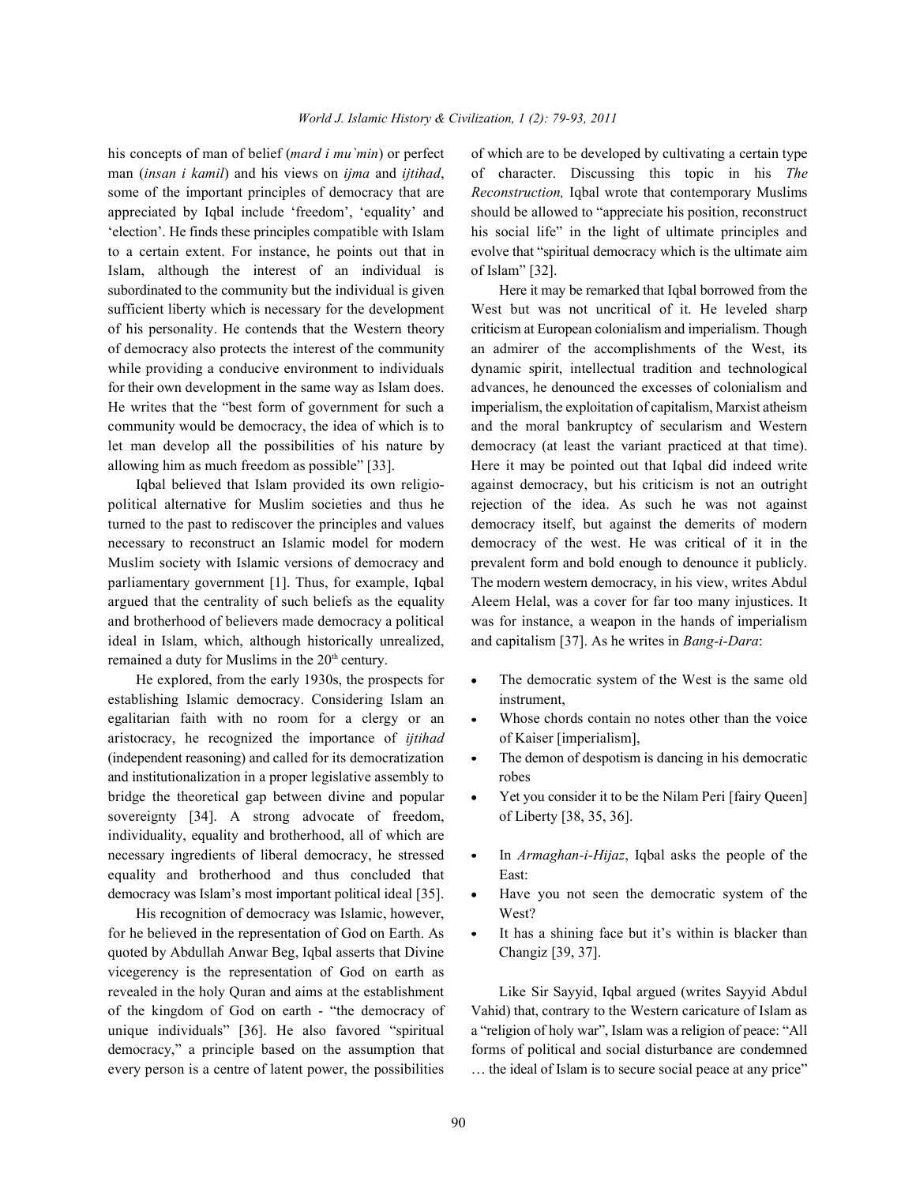his concepts of man of belief (*mard i mu`min*) or perfect man (*insan i kamil*) and his views on *ijma* and *ijtihad*, some of the important principles of democracy that are appreciated by Iqbal include 'freedom', 'equality' and 'election'. He finds these principles compatible with Islam to a certain extent. For instance, he points out that in Islam, although the interest of an individual is subordinated to the community but the individual is given sufficient liberty which is necessary for the development of his personality. He contends that the Western theory of democracy also protects the interest of the community while providing a conducive environment to individuals for their own development in the same way as Islam does. He writes that the "best form of government for such a community would be democracy, the idea of which is to let man develop all the possibilities of his nature by allowing him as much freedom as possible" [33].

Iqbal believed that Islam provided its own religio-political alternative for Muslim societies and thus he turned to the past to rediscover the principles and values necessary to reconstruct an Islamic model for modern Muslim society with Islamic versions of democracy and parliamentary government [1]. Thus, for example, Iqbal argued that the centrality of such beliefs as the equality and brotherhood of believers made democracy a political ideal in Islam, which, although historically unrealized, remained a duty for Muslims in the 20th century.

He explored, from the early 1930s, the prospects for establishing Islamic democracy. Considering Islam an egalitarian faith with no room for a clergy or an aristocracy, he recognized the importance of *ijtihad* (independent reasoning) and called for its democratization and institutionalization in a proper legislative assembly to bridge the theoretical gap between divine and popular sovereignty [34]. A strong advocate of freedom, individuality, equality and brotherhood, all of which are necessary ingredients of liberal democracy, he stressed equality and brotherhood and thus concluded that democracy was Islam's most important political ideal [35].

His recognition of democracy was Islamic, however, for he believed in the representation of God on Earth. As quoted by Abdullah Anwar Beg, Iqbal asserts that Divine vicegerency is the representation of God on earth as revealed in the holy Quran and aims at the establishment of the kingdom of God on earth - "the democracy of unique individuals" [36]. He also favored "spiritual democracy," a principle based on the assumption that every person is a centre of latent power, the possibilities of which are to be developed by cultivating a certain type of character. Discussing this topic in his *The Reconstruction,* Iqbal wrote that contemporary Muslims should be allowed to "appreciate his position, reconstruct his social life" in the light of ultimate principles and evolve that "spiritual democracy which is the ultimate aim of Islam" [32].

Here it may be remarked that Iqbal borrowed from the West but was not uncritical of it. He leveled sharp criticism at European colonialism and imperialism. Though an admirer of the accomplishments of the West, its dynamic spirit, intellectual tradition and technological advances, he denounced the excesses of colonialism and imperialism, the exploitation of capitalism, Marxist atheism and the moral bankruptcy of secularism and Western democracy (at least the variant practiced at that time). Here it may be pointed out that Iqbal did indeed write against democracy, but his criticism is not an outright rejection of the idea. As such he was not against democracy itself, but against the demerits of modern democracy of the west. He was critical of it in the prevalent form and bold enough to denounce it publicly. The modern western democracy, in his view, writes Abdul Aleem Helal, was a cover for far too many injustices. It was for instance, a weapon in the hands of imperialism and capitalism [37]. As he writes in *Bang-i-Dara*:

- The democratic system of the West is the same old instrument,
- Whose chords contain no notes other than the voice of Kaiser [imperialism],
- The demon of despotism is dancing in his democratic robes
- Yet you consider it to be the Nilam Peri [fairy Queen] of Liberty [38, 35, 36].

- In *Armaghan-i-Hijaz*, Iqbal asks the people of the East:
- Have you not seen the democratic system of the West?
- It has a shining face but it's within is blacker than Changiz [39, 37].

Like Sir Sayyid, Iqbal argued (writes Sayyid Abdul Vahid) that, contrary to the Western caricature of Islam as a "religion of holy war", Islam was a religion of peace: "All forms of political and social disturbance are condemned … the ideal of Islam is to secure social peace at any price"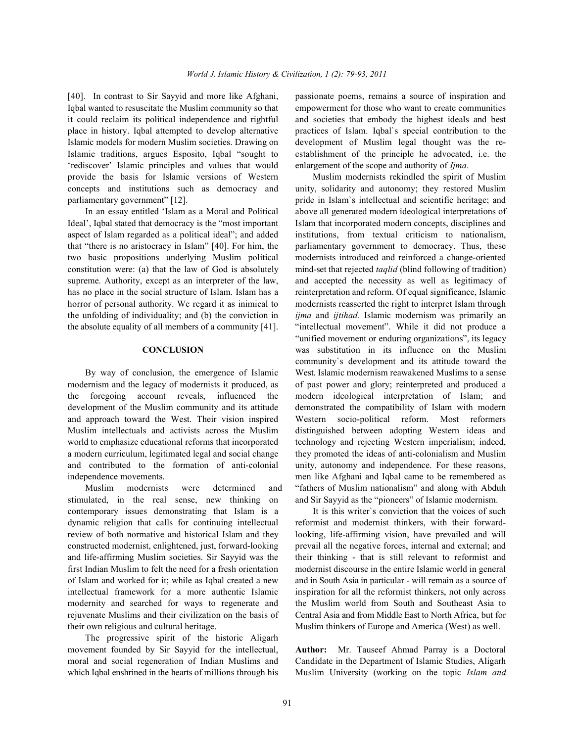[40]. In contrast to Sir Sayyid and more like Afghani, Iqbal wanted to resuscitate the Muslim community so that it could reclaim its political independence and rightful place in history. Iqbal attempted to develop alternative Islamic models for modern Muslim societies. Drawing on Islamic traditions, argues Esposito, Iqbal "sought to 'rediscover' Islamic principles and values that would provide the basis for Islamic versions of Western concepts and institutions such as democracy and parliamentary government" [12].

In an essay entitled 'Islam as a Moral and Political Ideal', Iqbal stated that democracy is the "most important aspect of Islam regarded as a political ideal"; and added that "there is no aristocracy in Islam" [40]. For him, the two basic propositions underlying Muslim political constitution were: (a) that the law of God is absolutely supreme. Authority, except as an interpreter of the law, has no place in the social structure of Islam. Islam has a horror of personal authority. We regard it as inimical to the unfolding of individuality; and (b) the conviction in the absolute equality of all members of a community [41].

## CONCLUSION

By way of conclusion, the emergence of Islamic modernism and the legacy of modernists it produced, as the foregoing account reveals, influenced the development of the Muslim community and its attitude and approach toward the West. Their vision inspired Muslim intellectuals and activists across the Muslim world to emphasize educational reforms that incorporated a modern curriculum, legitimated legal and social change and contributed to the formation of anti-colonial independence movements.

Muslim modernists were determined and stimulated, in the real sense, new thinking on contemporary issues demonstrating that Islam is a dynamic religion that calls for continuing intellectual review of both normative and historical Islam and they constructed modernist, enlightened, just, forward-looking and life-affirming Muslim societies. Sir Sayyid was the first Indian Muslim to felt the need for a fresh orientation of Islam and worked for it; while as Iqbal created a new intellectual framework for a more authentic Islamic modernity and searched for ways to regenerate and rejuvenate Muslims and their civilization on the basis of their own religious and cultural heritage.

The progressive spirit of the historic Aligarh movement founded by Sir Sayyid for the intellectual, moral and social regeneration of Indian Muslims and which Iqbal enshrined in the hearts of millions through his passionate poems, remains a source of inspiration and empowerment for those who want to create communities and societies that embody the highest ideals and best practices of Islam. Iqbal`s special contribution to the development of Muslim legal thought was the re-establishment of the principle he advocated, i.e. the enlargement of the scope and authority of *Ijma*.

Muslim modernists rekindled the spirit of Muslim unity, solidarity and autonomy; they restored Muslim pride in Islam`s intellectual and scientific heritage; and above all generated modern ideological interpretations of Islam that incorporated modern concepts, disciplines and institutions, from textual criticism to nationalism, parliamentary government to democracy. Thus, these modernists introduced and reinforced a change-oriented mind-set that rejected *taqlid* (blind following of tradition) and accepted the necessity as well as legitimacy of reinterpretation and reform. Of equal significance, Islamic modernists reasserted the right to interpret Islam through *ijma* and *ijtihad.* Islamic modernism was primarily an "intellectual movement". While it did not produce a "unified movement or enduring organizations", its legacy was substitution in its influence on the Muslim community`s development and its attitude toward the West. Islamic modernism reawakened Muslims to a sense of past power and glory; reinterpreted and produced a modern ideological interpretation of Islam; and demonstrated the compatibility of Islam with modern Western socio-political reform. Most reformers distinguished between adopting Western ideas and technology and rejecting Western imperialism; indeed, they promoted the ideas of anti-colonialism and Muslim unity, autonomy and independence. For these reasons, men like Afghani and Iqbal came to be remembered as "fathers of Muslim nationalism" and along with Abduh and Sir Sayyid as the "pioneers" of Islamic modernism.

It is this writer`s conviction that the voices of such reformist and modernist thinkers, with their forward-looking, life-affirming vision, have prevailed and will prevail all the negative forces, internal and external; and their thinking - that is still relevant to reformist and modernist discourse in the entire Islamic world in general and in South Asia in particular - will remain as a source of inspiration for all the reformist thinkers, not only across the Muslim world from South and Southeast Asia to Central Asia and from Middle East to North Africa, but for Muslim thinkers of Europe and America (West) as well.

**Author:** Mr. Tauseef Ahmad Parray is a Doctoral Candidate in the Department of Islamic Studies, Aligarh Muslim University (working on the topic *Islam and*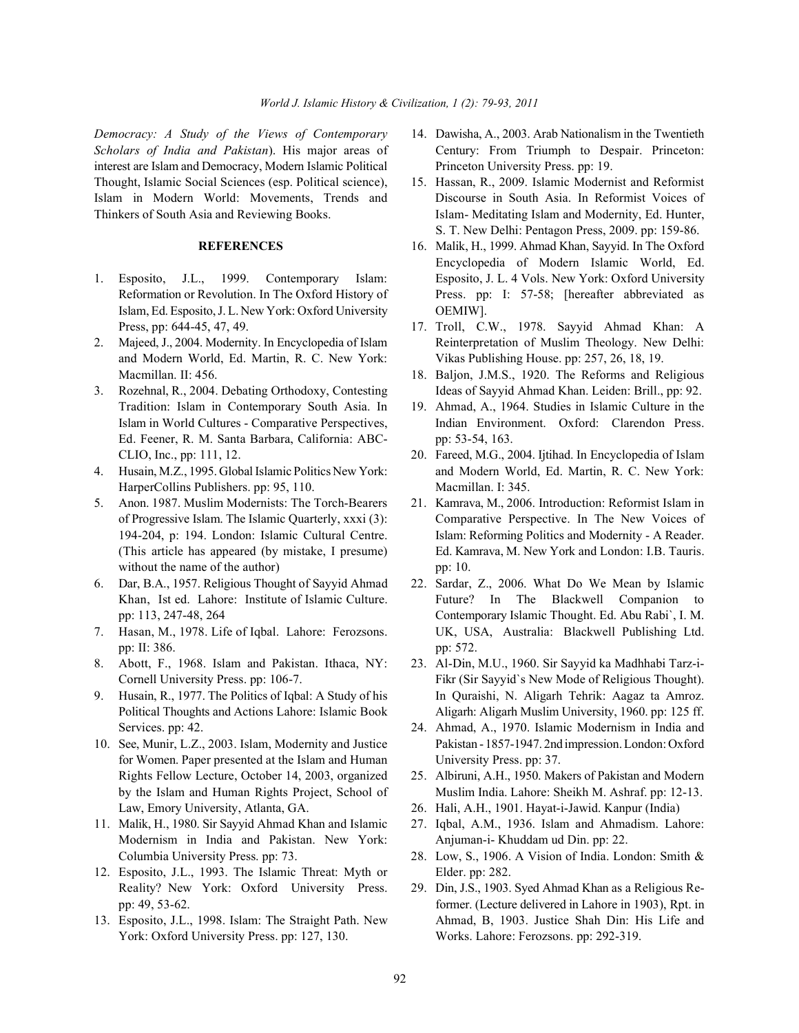*Democracy: A Study of the Views of Contemporary Scholars of India and Pakistan*). His major areas of interest are Islam and Democracy, Modern Islamic Political Thought, Islamic Social Sciences (esp. Political science), Islam in Modern World: Movements, Trends and Thinkers of South Asia and Reviewing Books.

## REFERENCES

1. Esposito, J.L., 1999. Contemporary Islam: Reformation or Revolution. In The Oxford History of Islam, Ed. Esposito, J. L. New York: Oxford University Press, pp: 644-45, 47, 49.
2. Majeed, J., 2004. Modernity. In Encyclopedia of Islam and Modern World, Ed. Martin, R. C. New York: Macmillan. II: 456.
3. Rozehnal, R., 2004. Debating Orthodoxy, Contesting Tradition: Islam in Contemporary South Asia. In Islam in World Cultures - Comparative Perspectives, Ed. Feener, R. M. Santa Barbara, California: ABC-CLIO, Inc., pp: 111, 12.
4. Husain, M.Z., 1995. Global Islamic Politics New York: HarperCollins Publishers. pp: 95, 110.
5. Anon. 1987. Muslim Modernists: The Torch-Bearers of Progressive Islam. The Islamic Quarterly, xxxi (3): 194-204, p: 194. London: Islamic Cultural Centre. (This article has appeared (by mistake, I presume) without the name of the author)
6. Dar, B.A., 1957. Religious Thought of Sayyid Ahmad Khan, Ist ed. Lahore: Institute of Islamic Culture. pp: 113, 247-48, 264
7. Hasan, M., 1978. Life of Iqbal. Lahore: Ferozsons. pp: II: 386.
8. Abott, F., 1968. Islam and Pakistan. Ithaca, NY: Cornell University Press. pp: 106-7.
9. Husain, R., 1977. The Politics of Iqbal: A Study of his Political Thoughts and Actions Lahore: Islamic Book Services. pp: 42.
10. See, Munir, L.Z., 2003. Islam, Modernity and Justice for Women. Paper presented at the Islam and Human Rights Fellow Lecture, October 14, 2003, organized by the Islam and Human Rights Project, School of Law, Emory University, Atlanta, GA.
11. Malik, H., 1980. Sir Sayyid Ahmad Khan and Islamic Modernism in India and Pakistan. New York: Columbia University Press. pp: 73.
12. Esposito, J.L., 1993. The Islamic Threat: Myth or Reality? New York: Oxford University Press. pp: 49, 53-62.
13. Esposito, J.L., 1998. Islam: The Straight Path. New York: Oxford University Press. pp: 127, 130.
14. Dawisha, A., 2003. Arab Nationalism in the Twentieth Century: From Triumph to Despair. Princeton: Princeton University Press. pp: 19.
15. Hassan, R., 2009. Islamic Modernist and Reformist Discourse in South Asia. In Reformist Voices of Islam- Meditating Islam and Modernity, Ed. Hunter, S. T. New Delhi: Pentagon Press, 2009. pp: 159-86.
16. Malik, H., 1999. Ahmad Khan, Sayyid. In The Oxford Encyclopedia of Modern Islamic World, Ed. Esposito, J. L. 4 Vols. New York: Oxford University Press. pp: I: 57-58; [hereafter abbreviated as OEMIW].
17. Troll, C.W., 1978. Sayyid Ahmad Khan: A Reinterpretation of Muslim Theology. New Delhi: Vikas Publishing House. pp: 257, 26, 18, 19.
18. Baljon, J.M.S., 1920. The Reforms and Religious Ideas of Sayyid Ahmad Khan. Leiden: Brill., pp: 92.
19. Ahmad, A., 1964. Studies in Islamic Culture in the Indian Environment. Oxford: Clarendon Press. pp: 53-54, 163.
20. Fareed, M.G., 2004. Ijtihad. In Encyclopedia of Islam and Modern World, Ed. Martin, R. C. New York: Macmillan. I: 345.
21. Kamrava, M., 2006. Introduction: Reformist Islam in Comparative Perspective. In The New Voices of Islam: Reforming Politics and Modernity - A Reader. Ed. Kamrava, M. New York and London: I.B. Tauris. pp: 10.
22. Sardar, Z., 2006. What Do We Mean by Islamic Future? In The Blackwell Companion to Contemporary Islamic Thought. Ed. Abu Rabi`, I. M. UK, USA, Australia: Blackwell Publishing Ltd. pp: 572.
23. Al-Din, M.U., 1960. Sir Sayyid ka Madhhabi Tarz-i-Fikr (Sir Sayyid`s New Mode of Religious Thought). In Quraishi, N. Aligarh Tehrik: Aagaz ta Amroz. Aligarh: Aligarh Muslim University, 1960. pp: 125 ff.
24. Ahmad, A., 1970. Islamic Modernism in India and Pakistan - 1857-1947. 2nd impression. London: Oxford University Press. pp: 37.
25. Albiruni, A.H., 1950. Makers of Pakistan and Modern Muslim India. Lahore: Sheikh M. Ashraf. pp: 12-13.
26. Hali, A.H., 1901. Hayat-i-Jawid. Kanpur (India)
27. Iqbal, A.M., 1936. Islam and Ahmadism. Lahore: Anjuman-i- Khuddam ud Din. pp: 22.
28. Low, S., 1906. A Vision of India. London: Smith & Elder. pp: 282.
29. Din, J.S., 1903. Syed Ahmad Khan as a Religious Re-former. (Lecture delivered in Lahore in 1903), Rpt. in Ahmad, B, 1903. Justice Shah Din: His Life and Works. Lahore: Ferozsons. pp: 292-319.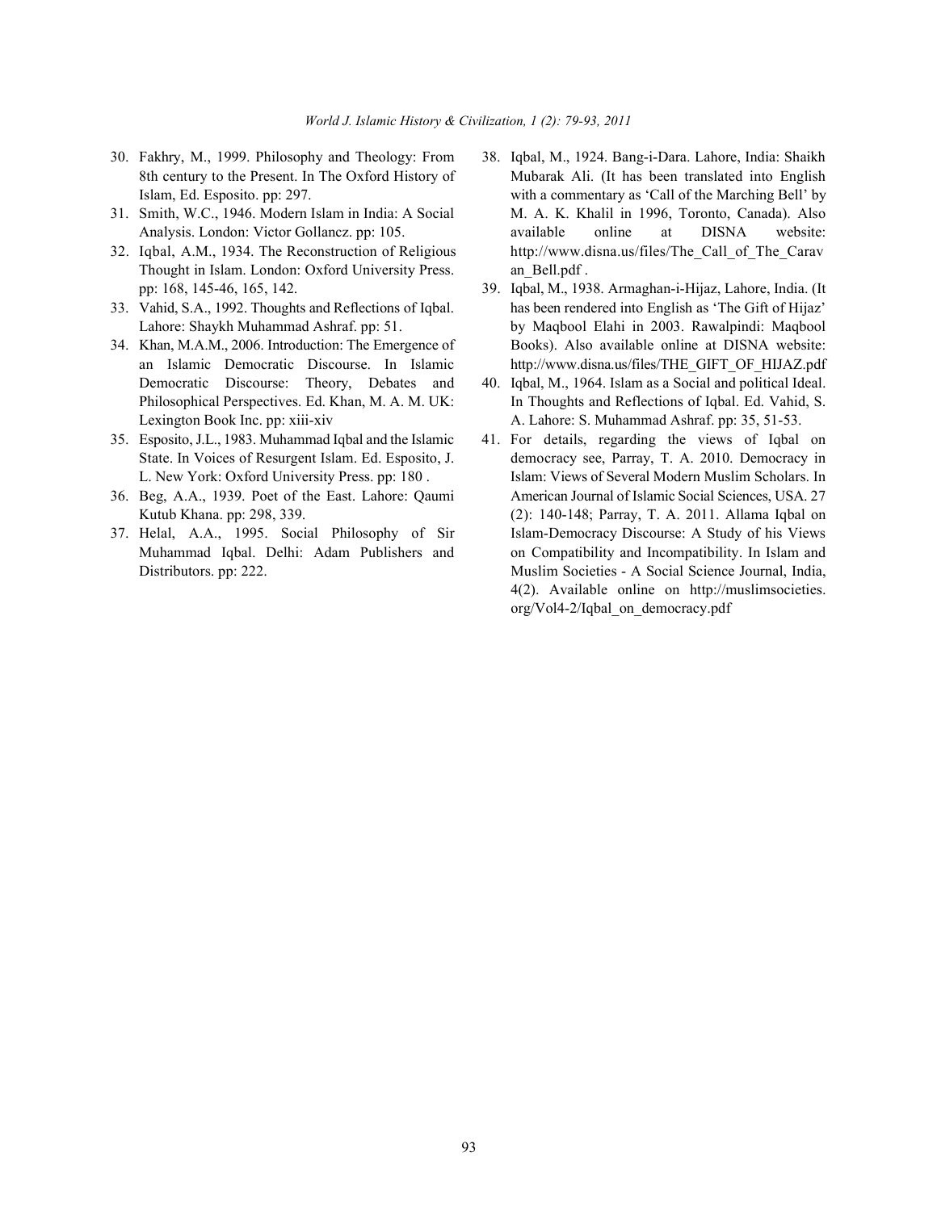30. Fakhry, M., 1999. Philosophy and Theology: From 8th century to the Present. In The Oxford History of Islam, Ed. Esposito. pp: 297.
31. Smith, W.C., 1946. Modern Islam in India: A Social Analysis. London: Victor Gollancz. pp: 105.
32. Iqbal, A.M., 1934. The Reconstruction of Religious Thought in Islam. London: Oxford University Press. pp: 168, 145-46, 165, 142.
33. Vahid, S.A., 1992. Thoughts and Reflections of Iqbal. Lahore: Shaykh Muhammad Ashraf. pp: 51.
34. Khan, M.A.M., 2006. Introduction: The Emergence of an Islamic Democratic Discourse. In Islamic Democratic Discourse: Theory, Debates and Philosophical Perspectives. Ed. Khan, M. A. M. UK: Lexington Book Inc. pp: xiii-xiv
35. Esposito, J.L., 1983. Muhammad Iqbal and the Islamic State. In Voices of Resurgent Islam. Ed. Esposito, J. L. New York: Oxford University Press. pp: 180 .
36. Beg, A.A., 1939. Poet of the East. Lahore: Qaumi Kutub Khana. pp: 298, 339.
37. Helal, A.A., 1995. Social Philosophy of Sir Muhammad Iqbal. Delhi: Adam Publishers and Distributors. pp: 222.
38. Iqbal, M., 1924. Bang-i-Dara. Lahore, India: Shaikh Mubarak Ali. (It has been translated into English with a commentary as 'Call of the Marching Bell' by M. A. K. Khalil in 1996, Toronto, Canada). Also available online at DISNA website: http://www.disna.us/files/The_Call_of_The_Caravan_Bell.pdf .
39. Iqbal, M., 1938. Armaghan-i-Hijaz, Lahore, India. (It has been rendered into English as 'The Gift of Hijaz' by Maqbool Elahi in 2003. Rawalpindi: Maqbool Books). Also available online at DISNA website: http://www.disna.us/files/THE_GIFT_OF_HIJAZ.pdf
40. Iqbal, M., 1964. Islam as a Social and political Ideal. In Thoughts and Reflections of Iqbal. Ed. Vahid, S. A. Lahore: S. Muhammad Ashraf. pp: 35, 51-53.
41. For details, regarding the views of Iqbal on democracy see, Parray, T. A. 2010. Democracy in Islam: Views of Several Modern Muslim Scholars. In American Journal of Islamic Social Sciences, USA. 27 (2): 140-148; Parray, T. A. 2011. Allama Iqbal on Islam-Democracy Discourse: A Study of his Views on Compatibility and Incompatibility. In Islam and Muslim Societies - A Social Science Journal, India, 4(2). Available online on http://muslimsocieties.org/Vol4-2/Iqbal_on_democracy.pdf